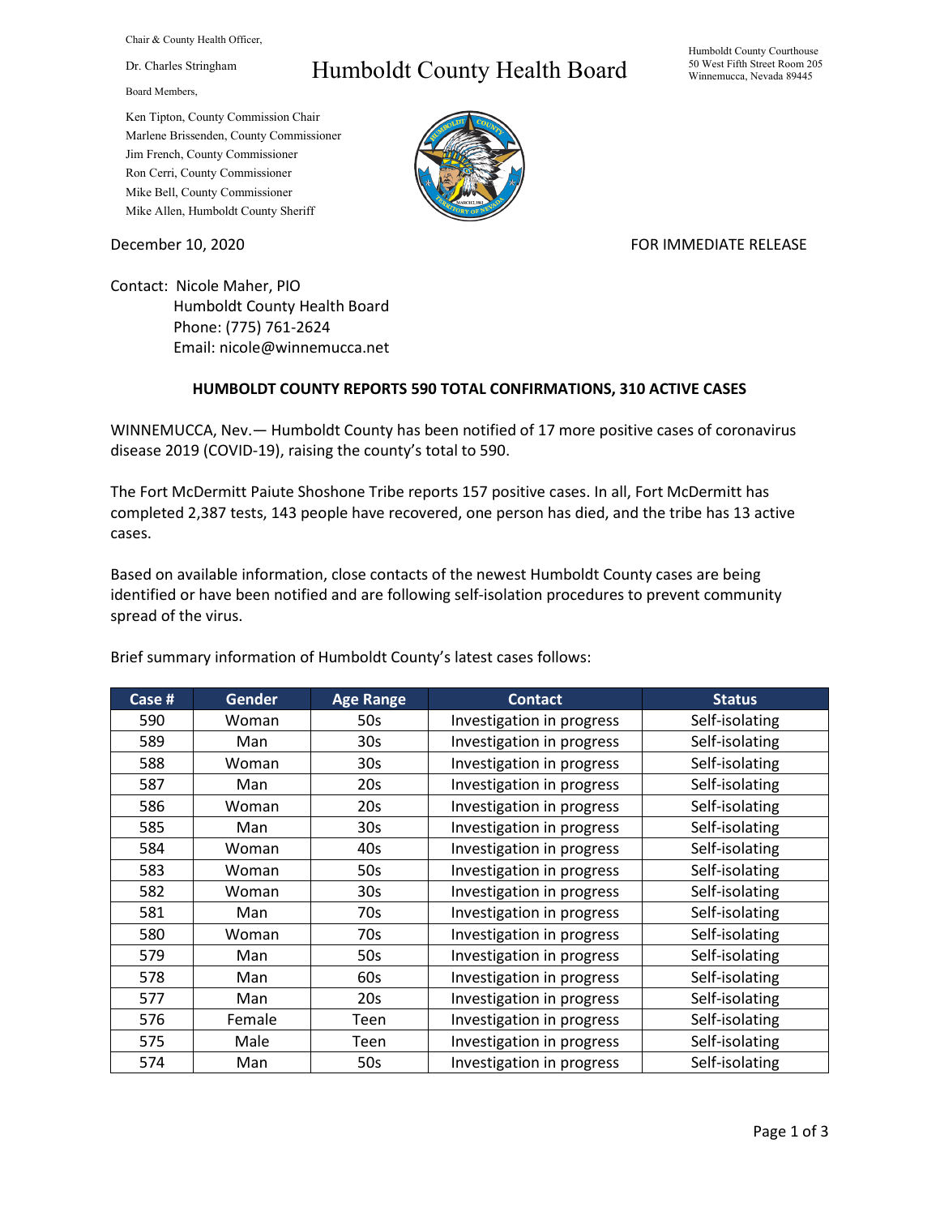Chair & County Health Officer,

Dr. Charles Stringham

# Humboldt County Health Board

Humboldt County Courthouse
50 West Fifth Street Room 205
Winnemucca, Nevada 89445

Board Members,

Ken Tipton, County Commission Chair
Marlene Brissenden, County Commissioner
Jim French, County Commissioner
Ron Cerri, County Commissioner
Mike Bell, County Commissioner
Mike Allen, Humboldt County Sheriff

December 10, 2020

FOR IMMEDIATE RELEASE

Contact: Nicole Maher, PIO
Humboldt County Health Board
Phone: (775) 761-2624
Email: nicole@winnemucca.net

**HUMBOLDT COUNTY REPORTS 590 TOTAL CONFIRMATIONS, 310 ACTIVE CASES**

WINNEMUCCA, Nev.— Humboldt County has been notified of 17 more positive cases of coronavirus disease 2019 (COVID-19), raising the county's total to 590.

The Fort McDermitt Paiute Shoshone Tribe reports 157 positive cases. In all, Fort McDermitt has completed 2,387 tests, 143 people have recovered, one person has died, and the tribe has 13 active cases.

Based on available information, close contacts of the newest Humboldt County cases are being identified or have been notified and are following self-isolation procedures to prevent community spread of the virus.

Brief summary information of Humboldt County's latest cases follows:

| Case # | Gender | Age Range | Contact | Status |
|---|---|---|---|---|
| 590 | Woman | 50s | Investigation in progress | Self-isolating |
| 589 | Man | 30s | Investigation in progress | Self-isolating |
| 588 | Woman | 30s | Investigation in progress | Self-isolating |
| 587 | Man | 20s | Investigation in progress | Self-isolating |
| 586 | Woman | 20s | Investigation in progress | Self-isolating |
| 585 | Man | 30s | Investigation in progress | Self-isolating |
| 584 | Woman | 40s | Investigation in progress | Self-isolating |
| 583 | Woman | 50s | Investigation in progress | Self-isolating |
| 582 | Woman | 30s | Investigation in progress | Self-isolating |
| 581 | Man | 70s | Investigation in progress | Self-isolating |
| 580 | Woman | 70s | Investigation in progress | Self-isolating |
| 579 | Man | 50s | Investigation in progress | Self-isolating |
| 578 | Man | 60s | Investigation in progress | Self-isolating |
| 577 | Man | 20s | Investigation in progress | Self-isolating |
| 576 | Female | Teen | Investigation in progress | Self-isolating |
| 575 | Male | Teen | Investigation in progress | Self-isolating |
| 574 | Man | 50s | Investigation in progress | Self-isolating |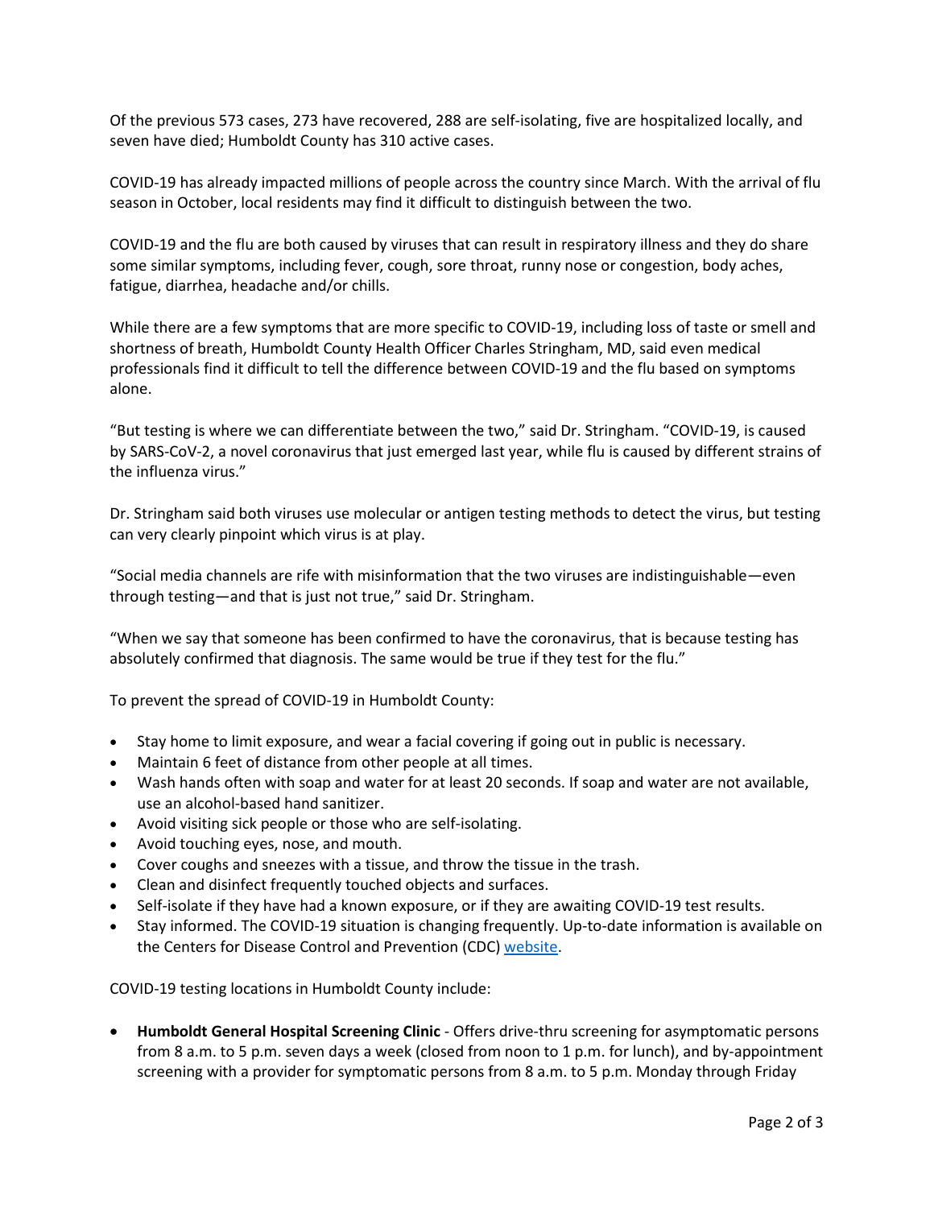Of the previous 573 cases, 273 have recovered, 288 are self-isolating, five are hospitalized locally, and seven have died; Humboldt County has 310 active cases.

COVID-19 has already impacted millions of people across the country since March. With the arrival of flu season in October, local residents may find it difficult to distinguish between the two.

COVID-19 and the flu are both caused by viruses that can result in respiratory illness and they do share some similar symptoms, including fever, cough, sore throat, runny nose or congestion, body aches, fatigue, diarrhea, headache and/or chills.

While there are a few symptoms that are more specific to COVID-19, including loss of taste or smell and shortness of breath, Humboldt County Health Officer Charles Stringham, MD, said even medical professionals find it difficult to tell the difference between COVID-19 and the flu based on symptoms alone.

"But testing is where we can differentiate between the two," said Dr. Stringham. "COVID-19, is caused by SARS-CoV-2, a novel coronavirus that just emerged last year, while flu is caused by different strains of the influenza virus."

Dr. Stringham said both viruses use molecular or antigen testing methods to detect the virus, but testing can very clearly pinpoint which virus is at play.

"Social media channels are rife with misinformation that the two viruses are indistinguishable—even through testing—and that is just not true," said Dr. Stringham.

"When we say that someone has been confirmed to have the coronavirus, that is because testing has absolutely confirmed that diagnosis. The same would be true if they test for the flu."

To prevent the spread of COVID-19 in Humboldt County:

- Stay home to limit exposure, and wear a facial covering if going out in public is necessary.
- Maintain 6 feet of distance from other people at all times.
- Wash hands often with soap and water for at least 20 seconds. If soap and water are not available, use an alcohol-based hand sanitizer.
- Avoid visiting sick people or those who are self-isolating.
- Avoid touching eyes, nose, and mouth.
- Cover coughs and sneezes with a tissue, and throw the tissue in the trash.
- Clean and disinfect frequently touched objects and surfaces.
- Self-isolate if they have had a known exposure, or if they are awaiting COVID-19 test results.
- Stay informed. The COVID-19 situation is changing frequently. Up-to-date information is available on the Centers for Disease Control and Prevention (CDC) website.

COVID-19 testing locations in Humboldt County include:

- **Humboldt General Hospital Screening Clinic** - Offers drive-thru screening for asymptomatic persons from 8 a.m. to 5 p.m. seven days a week (closed from noon to 1 p.m. for lunch), and by-appointment screening with a provider for symptomatic persons from 8 a.m. to 5 p.m. Monday through Friday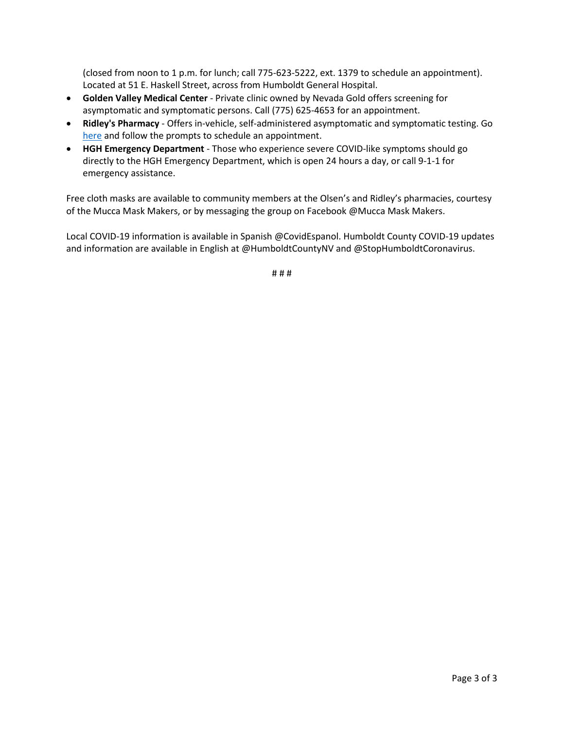(closed from noon to 1 p.m. for lunch; call 775-623-5222, ext. 1379 to schedule an appointment). Located at 51 E. Haskell Street, across from Humboldt General Hospital.

- **Golden Valley Medical Center** - Private clinic owned by Nevada Gold offers screening for asymptomatic and symptomatic persons. Call (775) 625-4653 for an appointment.
- **Ridley's Pharmacy** - Offers in-vehicle, self-administered asymptomatic and symptomatic testing. Go here and follow the prompts to schedule an appointment.
- **HGH Emergency Department** - Those who experience severe COVID-like symptoms should go directly to the HGH Emergency Department, which is open 24 hours a day, or call 9-1-1 for emergency assistance.

Free cloth masks are available to community members at the Olsen's and Ridley's pharmacies, courtesy of the Mucca Mask Makers, or by messaging the group on Facebook @Mucca Mask Makers.

Local COVID-19 information is available in Spanish @CovidEspanol. Humboldt County COVID-19 updates and information are available in English at @HumboldtCountyNV and @StopHumboldtCoronavirus.

# # #